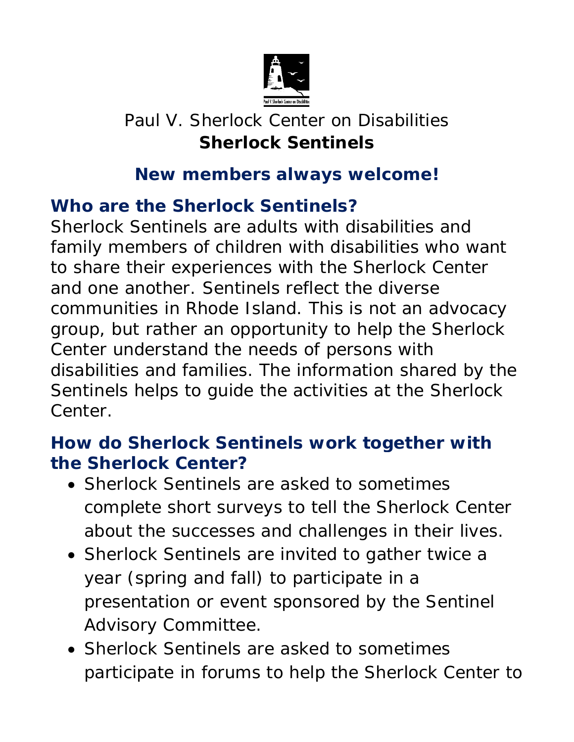Paul V. Sherlock Center on Disabilities

# Sherlock Sentinels

## New members always welcome!

## Who are the Sherlock Sentinels?

Sherlock Sentinels are adults with disabilities and family members of children with disabilities who want to share their experiences with the Sherlock Center and one another. Sentinels reflect the diverse communities in Rhode Island. This is not an advocacy group, but rather an opportunity to help the Sherlock Center understand the needs of persons with disabilities and families. The information shared by the Sentinels helps to guide the activities at the Sherlock Center.

## How do Sherlock Sentinels work together with the Sherlock Center?

- Sherlock Sentinels are asked to sometimes complete short surveys to tell the Sherlock Center about the successes and challenges in their lives.
- Sherlock Sentinels are invited to gather twice a year (spring and fall) to participate in a presentation or event sponsored by the Sentinel Advisory Committee.
- Sherlock Sentinels are asked to sometimes participate in forums to help the Sherlock Center to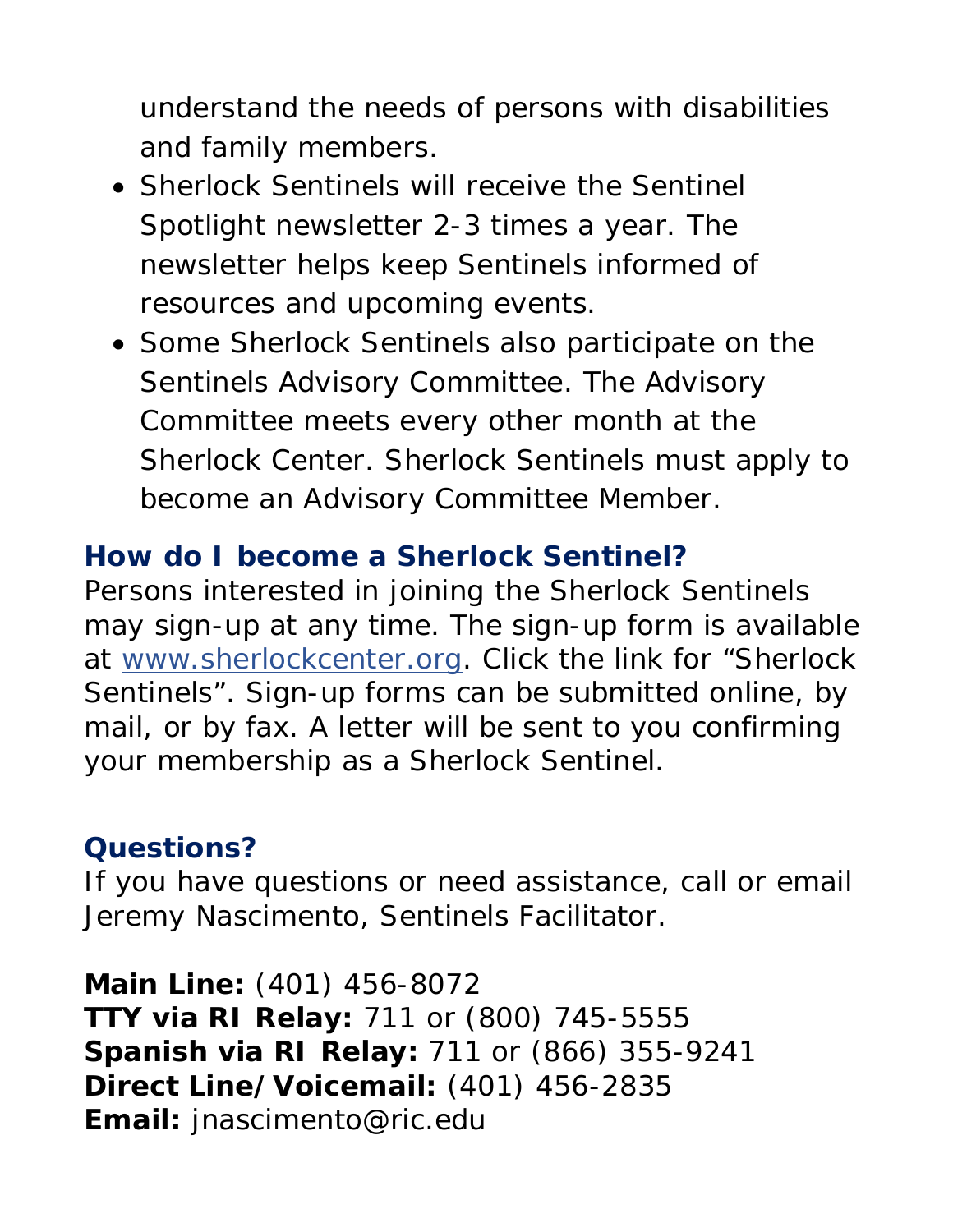understand the needs of persons with disabilities and family members.

- Sherlock Sentinels will receive the Sentinel Spotlight newsletter 2-3 times a year. The newsletter helps keep Sentinels informed of resources and upcoming events.
- Some Sherlock Sentinels also participate on the Sentinels Advisory Committee. The Advisory Committee meets every other month at the Sherlock Center. Sherlock Sentinels must apply to become an Advisory Committee Member.

## How do I become a Sherlock Sentinel?

Persons interested in joining the Sherlock Sentinels may sign-up at any time. The sign-up form is available at [www.sherlockcenter.org](http://www.sherlockcenter.org). Click the link for "Sherlock Sentinels". Sign-up forms can be submitted online, by mail, or by fax. A letter will be sent to you confirming your membership as a Sherlock Sentinel.

## Questions?

If you have questions or need assistance, call or email Jeremy Nascimento, Sentinels Facilitator.

**Main Line:** (401) 456-8072
**TTY via RI Relay:** 711 or (800) 745-5555
**Spanish via RI Relay:** 711 or (866) 355-9241
**Direct Line/Voicemail:** (401) 456-2835
**Email:** jnascimento@ric.edu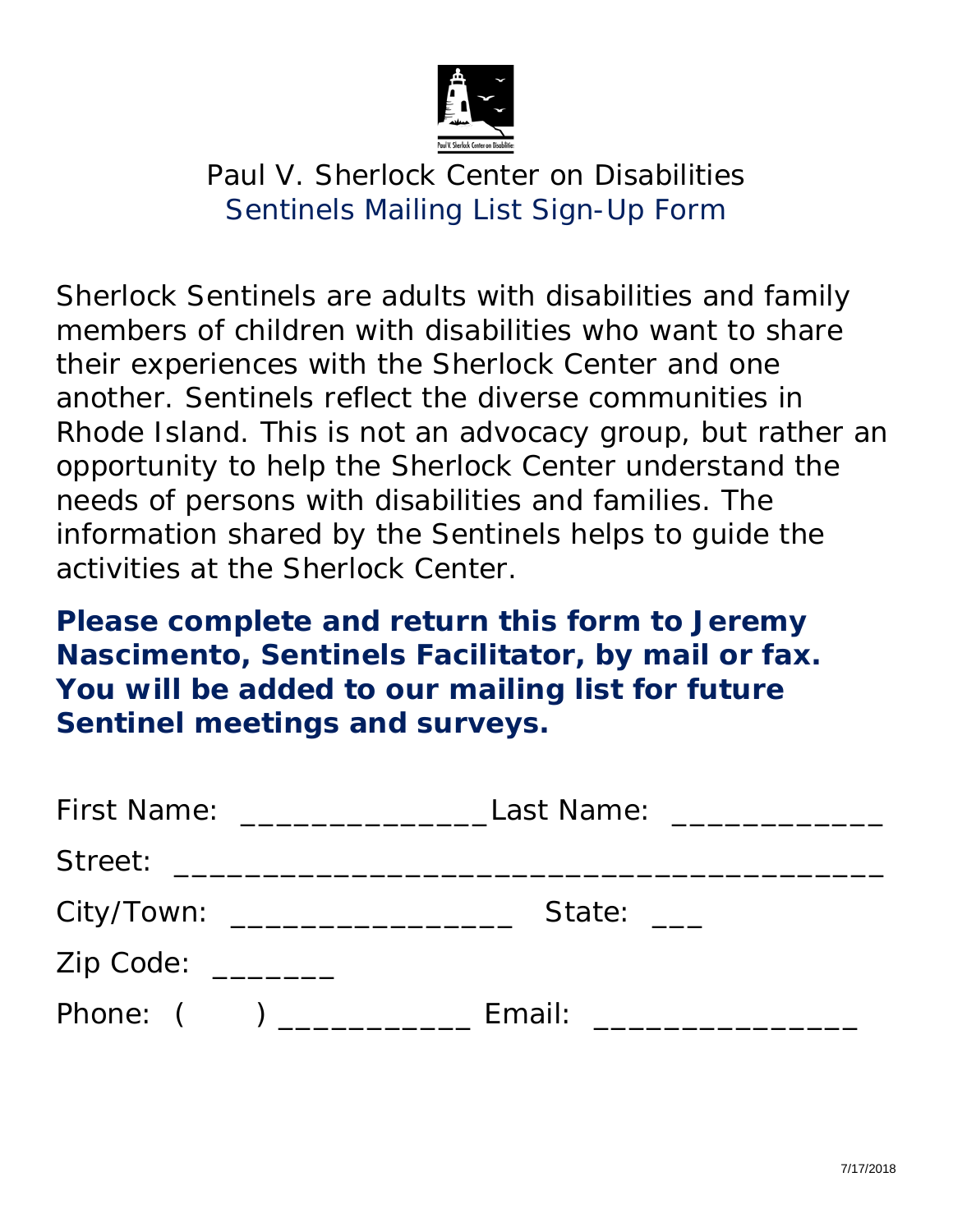# Paul V. Sherlock Center on Disabilities

## Sentinels Mailing List Sign-Up Form

Sherlock Sentinels are adults with disabilities and family members of children with disabilities who want to share their experiences with the Sherlock Center and one another. Sentinels reflect the diverse communities in Rhode Island. This is not an advocacy group, but rather an opportunity to help the Sherlock Center understand the needs of persons with disabilities and families. The information shared by the Sentinels helps to guide the activities at the Sherlock Center.

**Please complete and return this form to Jeremy Nascimento, Sentinels Facilitator, by mail or fax. You will be added to our mailing list for future Sentinel meetings and surveys.**

First Name: _______________ Last Name: _____________

Street: ___________________________________________

City/Town: _________________ State: ___

Zip Code: _______

Phone: ( ) ____________ Email: ________________

7/17/2018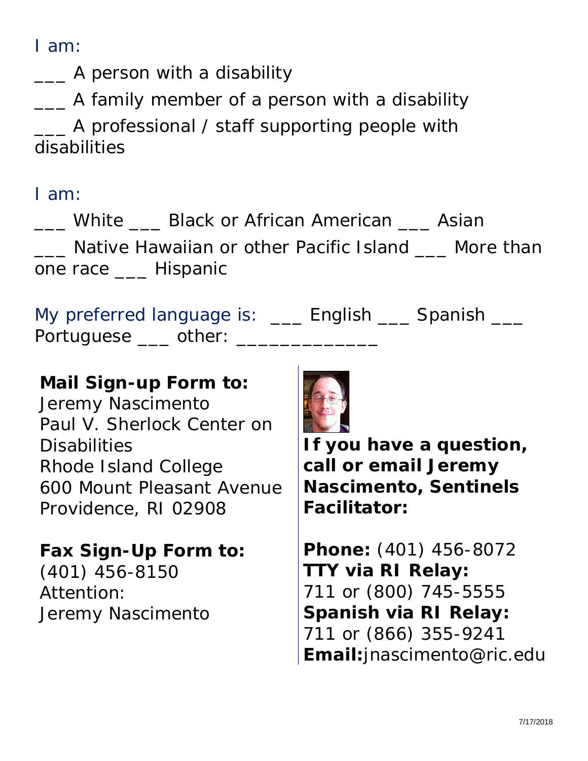I am:

___ A person with a disability

___ A family member of a person with a disability

___ A professional / staff supporting people with disabilities

I am:

___ White ___ Black or African American ___ Asian

___ Native Hawaiian or other Pacific Island ___ More than one race ___ Hispanic

My preferred language is: ___ English ___ Spanish ___ Portuguese ___ other: _____________

**Mail Sign-up Form to:**
Jeremy Nascimento
Paul V. Sherlock Center on Disabilities
Rhode Island College
600 Mount Pleasant Avenue
Providence, RI 02908

**Fax Sign-Up Form to:**
(401) 456-8150
Attention:
Jeremy Nascimento

**If you have a question, call or email Jeremy Nascimento, Sentinels Facilitator:**

**Phone:** (401) 456-8072
**TTY via RI Relay:**
711 or (800) 745-5555
**Spanish via RI Relay:**
711 or (866) 355-9241
**Email:**jnascimento@ric.edu

7/17/2018